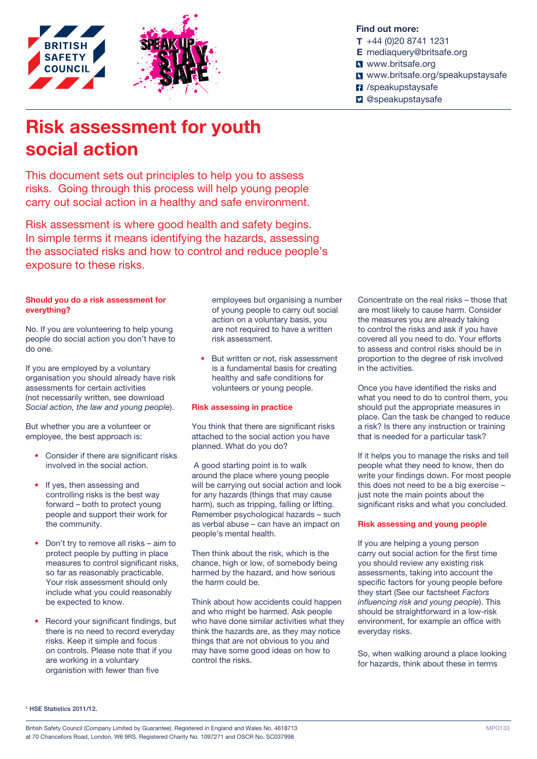**Find out more:**

**T** +44 (0)20 8741 1231
**E** mediaquery@britsafe.org
www.britsafe.org
www.britsafe.org/speakupstaysafe
/speakupstaysafe
@speakupstaysafe

# Risk assessment for youth social action

This document sets out principles to help you to assess risks. Going through this process will help young people carry out social action in a healthy and safe environment.

Risk assessment is where good health and safety begins. In simple terms it means identifying the hazards, assessing the associated risks and how to control and reduce people's exposure to these risks.

### Should you do a risk assessment for everything?

No. If you are volunteering to help young people do social action you don't have to do one.

If you are employed by a voluntary organisation you should already have risk assessments for certain activities (not necessarily written, see download *Social action, the law and young people*).

But whether you are a volunteer or employee, the best approach is:

- Consider if there are significant risks involved in the social action.
- If yes, then assessing and controlling risks is the best way forward – both to protect young people and support their work for the community.
- Don't try to remove all risks – aim to protect people by putting in place measures to control significant risks, so far as reasonably practicable. Your risk assessment should only include what you could reasonably be expected to know.
- Record your significant findings, but there is no need to record everyday risks. Keep it simple and focus on controls. Please note that if you are working in a voluntary organistion with fewer than five employees but organising a number of young people to carry out social action on a voluntary basis, you are not required to have a written risk assessment.
- But written or not, risk assessment is a fundamental basis for creating healthy and safe conditions for volunteers or young people.

### Risk assessing in practice

You think that there are significant risks attached to the social action you have planned. What do you do?

A good starting point is to walk around the place where young people will be carrying out social action and look for any hazards (things that may cause harm), such as tripping, falling or lifting. Remember psychological hazards – such as verbal abuse – can have an impact on people's mental health.

Then think about the risk, which is the chance, high or low, of somebody being harmed by the hazard, and how serious the harm could be.

Think about how accidents could happen and who might be harmed. Ask people who have done similar activities what they think the hazards are, as they may notice things that are not obvious to you and may have some good ideas on how to control the risks.

Concentrate on the real risks – those that are most likely to cause harm. Consider the measures you are already taking to control the risks and ask if you have covered all you need to do. Your efforts to assess and control risks should be in proportion to the degree of risk involved in the activities.

Once you have identified the risks and what you need to do to control them, you should put the appropriate measures in place. Can the task be changed to reduce a risk? Is there any instruction or training that is needed for a particular task?

If it helps you to manage the risks and tell people what they need to know, then do write your findings down. For most people this does not need to be a big exercise – just note the main points about the significant risks and what you concluded.

### Risk assessing and young people

If you are helping a young person carry out social action for the first time you should review any existing risk assessments, taking into account the specific factors for young people before they start (See our factsheet *Factors influencing risk and young people*). This should be straightforward in a low-risk environment, for example an office with everyday risks.

So, when walking around a place looking for hazards, think about these in terms

[1] HSE Statistics 2011/12.

British Safety Council (Company Limited by Guarantee). Registered in England and Wales No. 4618713 at 70 Chancellors Road, London, W6 9RS. Registered Charity No. 1097271 and OSCR No. SC037998

MPO133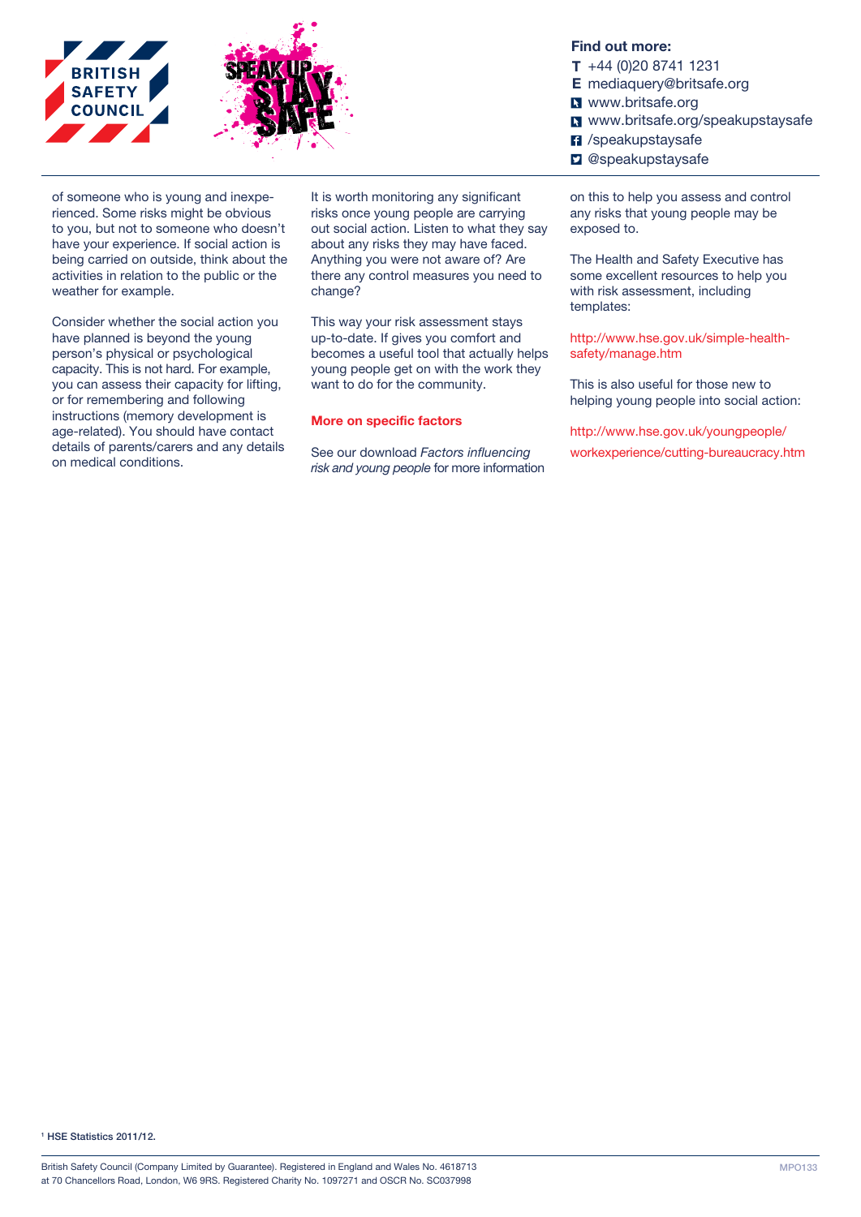**Find out more:**
T +44 (0)20 8741 1231
E mediaquery@britsafe.org
www.britsafe.org
www.britsafe.org/speakupstaysafe
/speakupstaysafe
@speakupstaysafe

of someone who is young and inexperienced. Some risks might be obvious to you, but not to someone who doesn't have your experience. If social action is being carried on outside, think about the activities in relation to the public or the weather for example.

Consider whether the social action you have planned is beyond the young person's physical or psychological capacity. This is not hard. For example, you can assess their capacity for lifting, or for remembering and following instructions (memory development is age-related). You should have contact details of parents/carers and any details on medical conditions.

It is worth monitoring any significant risks once young people are carrying out social action. Listen to what they say about any risks they may have faced. Anything you were not aware of? Are there any control measures you need to change?

This way your risk assessment stays up-to-date. If gives you comfort and becomes a useful tool that actually helps young people get on with the work they want to do for the community.

**More on specific factors**

See our download *Factors influencing risk and young people* for more information on this to help you assess and control any risks that young people may be exposed to.

The Health and Safety Executive has some excellent resources to help you with risk assessment, including templates:

http://www.hse.gov.uk/simple-health-safety/manage.htm

This is also useful for those new to helping young people into social action:

http://www.hse.gov.uk/youngpeople/workexperience/cutting-bureaucracy.htm

[1] HSE Statistics 2011/12.

British Safety Council (Company Limited by Guarantee). Registered in England and Wales No. 4618713 at 70 Chancellors Road, London, W6 9RS. Registered Charity No. 1097271 and OSCR No. SC037998

MPO133